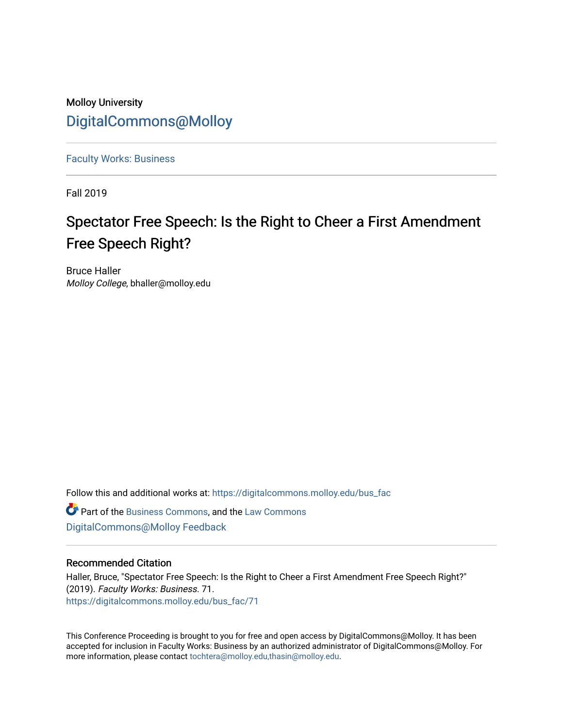Molloy University

# DigitalCommons@Molloy

Faculty Works: Business

Fall 2019

## Spectator Free Speech: Is the Right to Cheer a First Amendment Free Speech Right?

Bruce Haller
*Molloy College*, bhaller@molloy.edu

Follow this and additional works at: https://digitalcommons.molloy.edu/bus_fac

Part of the Business Commons, and the Law Commons
DigitalCommons@Molloy Feedback

### Recommended Citation

Haller, Bruce, "Spectator Free Speech: Is the Right to Cheer a First Amendment Free Speech Right?" (2019). *Faculty Works: Business*. 71.
https://digitalcommons.molloy.edu/bus_fac/71

This Conference Proceeding is brought to you for free and open access by DigitalCommons@Molloy. It has been accepted for inclusion in Faculty Works: Business by an authorized administrator of DigitalCommons@Molloy. For more information, please contact tochtera@molloy.edu,thasin@molloy.edu.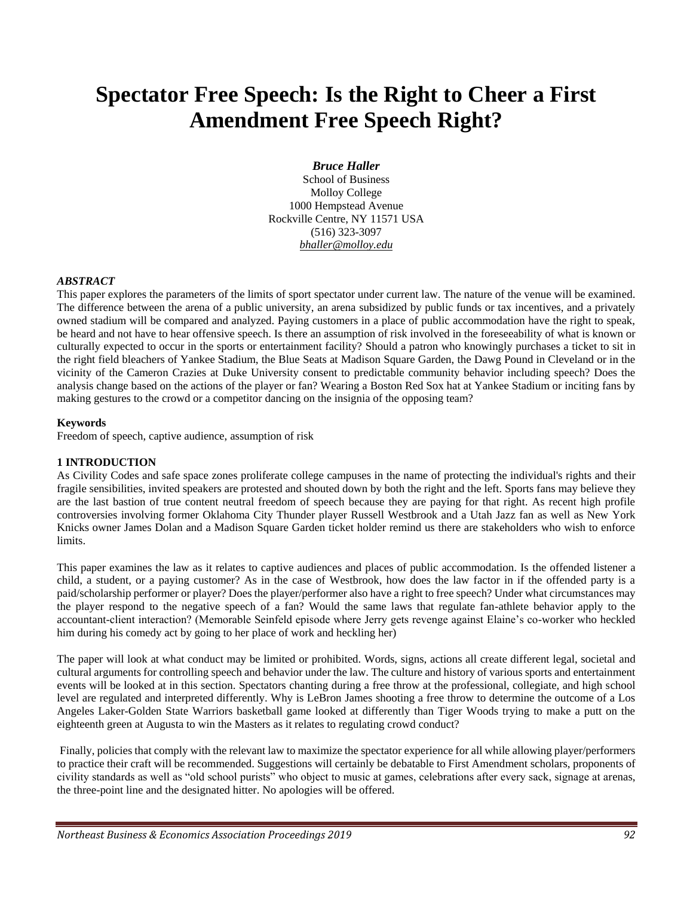# Spectator Free Speech: Is the Right to Cheer a First Amendment Free Speech Right?

***Bruce Haller***

School of Business
Molloy College
1000 Hempstead Avenue
Rockville Centre, NY 11571 USA
(516) 323-3097
*bhaller@molloy.edu*

### *ABSTRACT*

This paper explores the parameters of the limits of sport spectator under current law. The nature of the venue will be examined. The difference between the arena of a public university, an arena subsidized by public funds or tax incentives, and a privately owned stadium will be compared and analyzed. Paying customers in a place of public accommodation have the right to speak, be heard and not have to hear offensive speech. Is there an assumption of risk involved in the foreseeability of what is known or culturally expected to occur in the sports or entertainment facility? Should a patron who knowingly purchases a ticket to sit in the right field bleachers of Yankee Stadium, the Blue Seats at Madison Square Garden, the Dawg Pound in Cleveland or in the vicinity of the Cameron Crazies at Duke University consent to predictable community behavior including speech? Does the analysis change based on the actions of the player or fan? Wearing a Boston Red Sox hat at Yankee Stadium or inciting fans by making gestures to the crowd or a competitor dancing on the insignia of the opposing team?

**Keywords**

Freedom of speech, captive audience, assumption of risk

## 1 INTRODUCTION

As Civility Codes and safe space zones proliferate college campuses in the name of protecting the individual's rights and their fragile sensibilities, invited speakers are protested and shouted down by both the right and the left. Sports fans may believe they are the last bastion of true content neutral freedom of speech because they are paying for that right. As recent high profile controversies involving former Oklahoma City Thunder player Russell Westbrook and a Utah Jazz fan as well as New York Knicks owner James Dolan and a Madison Square Garden ticket holder remind us there are stakeholders who wish to enforce limits.

This paper examines the law as it relates to captive audiences and places of public accommodation. Is the offended listener a child, a student, or a paying customer? As in the case of Westbrook, how does the law factor in if the offended party is a paid/scholarship performer or player? Does the player/performer also have a right to free speech? Under what circumstances may the player respond to the negative speech of a fan? Would the same laws that regulate fan-athlete behavior apply to the accountant-client interaction? (Memorable Seinfeld episode where Jerry gets revenge against Elaine's co-worker who heckled him during his comedy act by going to her place of work and heckling her)

The paper will look at what conduct may be limited or prohibited. Words, signs, actions all create different legal, societal and cultural arguments for controlling speech and behavior under the law. The culture and history of various sports and entertainment events will be looked at in this section. Spectators chanting during a free throw at the professional, collegiate, and high school level are regulated and interpreted differently. Why is LeBron James shooting a free throw to determine the outcome of a Los Angeles Laker-Golden State Warriors basketball game looked at differently than Tiger Woods trying to make a putt on the eighteenth green at Augusta to win the Masters as it relates to regulating crowd conduct?

Finally, policies that comply with the relevant law to maximize the spectator experience for all while allowing player/performers to practice their craft will be recommended. Suggestions will certainly be debatable to First Amendment scholars, proponents of civility standards as well as "old school purists" who object to music at games, celebrations after every sack, signage at arenas, the three-point line and the designated hitter. No apologies will be offered.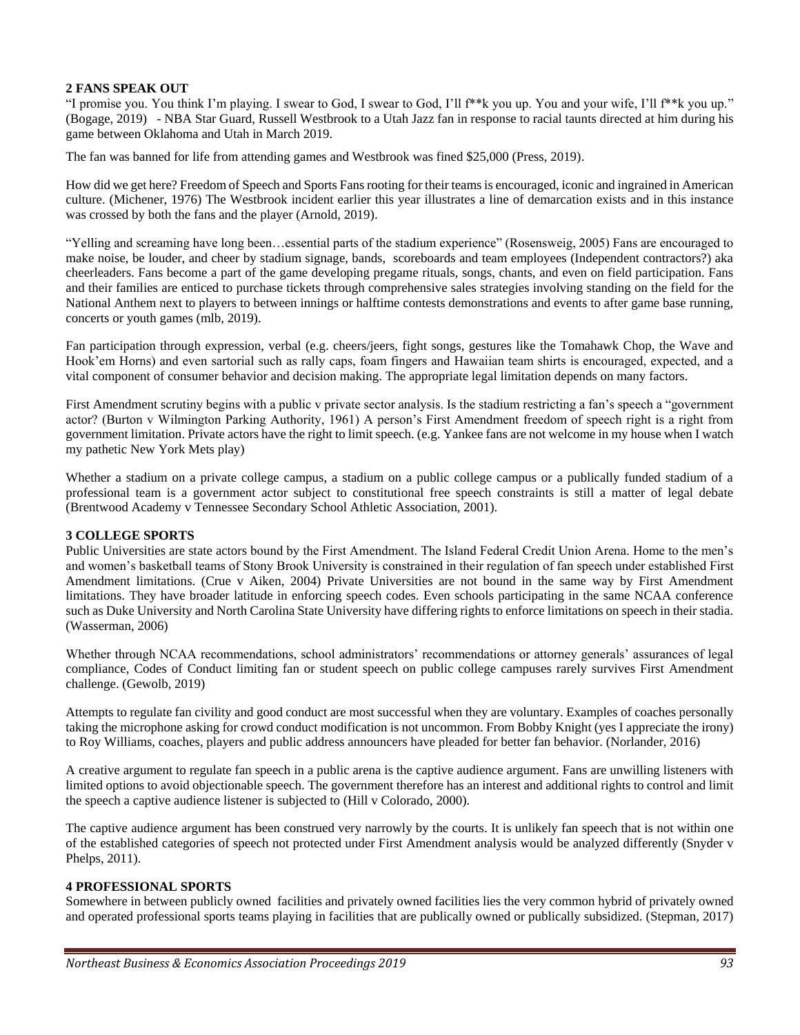## 2 FANS SPEAK OUT

"I promise you. You think I'm playing. I swear to God, I swear to God, I'll f**k you up. You and your wife, I'll f**k you up." (Bogage, 2019) - NBA Star Guard, Russell Westbrook to a Utah Jazz fan in response to racial taunts directed at him during his game between Oklahoma and Utah in March 2019.

The fan was banned for life from attending games and Westbrook was fined $25,000 (Press, 2019).

How did we get here? Freedom of Speech and Sports Fans rooting for their teams is encouraged, iconic and ingrained in American culture. (Michener, 1976) The Westbrook incident earlier this year illustrates a line of demarcation exists and in this instance was crossed by both the fans and the player (Arnold, 2019).

"Yelling and screaming have long been…essential parts of the stadium experience" (Rosensweig, 2005) Fans are encouraged to make noise, be louder, and cheer by stadium signage, bands, scoreboards and team employees (Independent contractors?) aka cheerleaders. Fans become a part of the game developing pregame rituals, songs, chants, and even on field participation. Fans and their families are enticed to purchase tickets through comprehensive sales strategies involving standing on the field for the National Anthem next to players to between innings or halftime contests demonstrations and events to after game base running, concerts or youth games (mlb, 2019).

Fan participation through expression, verbal (e.g. cheers/jeers, fight songs, gestures like the Tomahawk Chop, the Wave and Hook'em Horns) and even sartorial such as rally caps, foam fingers and Hawaiian team shirts is encouraged, expected, and a vital component of consumer behavior and decision making. The appropriate legal limitation depends on many factors.

First Amendment scrutiny begins with a public v private sector analysis. Is the stadium restricting a fan's speech a "government actor? (Burton v Wilmington Parking Authority, 1961) A person's First Amendment freedom of speech right is a right from government limitation. Private actors have the right to limit speech. (e.g. Yankee fans are not welcome in my house when I watch my pathetic New York Mets play)

Whether a stadium on a private college campus, a stadium on a public college campus or a publically funded stadium of a professional team is a government actor subject to constitutional free speech constraints is still a matter of legal debate (Brentwood Academy v Tennessee Secondary School Athletic Association, 2001).

## 3 COLLEGE SPORTS

Public Universities are state actors bound by the First Amendment. The Island Federal Credit Union Arena. Home to the men's and women's basketball teams of Stony Brook University is constrained in their regulation of fan speech under established First Amendment limitations. (Crue v Aiken, 2004) Private Universities are not bound in the same way by First Amendment limitations. They have broader latitude in enforcing speech codes. Even schools participating in the same NCAA conference such as Duke University and North Carolina State University have differing rights to enforce limitations on speech in their stadia. (Wasserman, 2006)

Whether through NCAA recommendations, school administrators' recommendations or attorney generals' assurances of legal compliance, Codes of Conduct limiting fan or student speech on public college campuses rarely survives First Amendment challenge. (Gewolb, 2019)

Attempts to regulate fan civility and good conduct are most successful when they are voluntary. Examples of coaches personally taking the microphone asking for crowd conduct modification is not uncommon. From Bobby Knight (yes I appreciate the irony) to Roy Williams, coaches, players and public address announcers have pleaded for better fan behavior. (Norlander, 2016)

A creative argument to regulate fan speech in a public arena is the captive audience argument. Fans are unwilling listeners with limited options to avoid objectionable speech. The government therefore has an interest and additional rights to control and limit the speech a captive audience listener is subjected to (Hill v Colorado, 2000).

The captive audience argument has been construed very narrowly by the courts. It is unlikely fan speech that is not within one of the established categories of speech not protected under First Amendment analysis would be analyzed differently (Snyder v Phelps, 2011).

## 4 PROFESSIONAL SPORTS

Somewhere in between publicly owned facilities and privately owned facilities lies the very common hybrid of privately owned and operated professional sports teams playing in facilities that are publically owned or publically subsidized. (Stepman, 2017)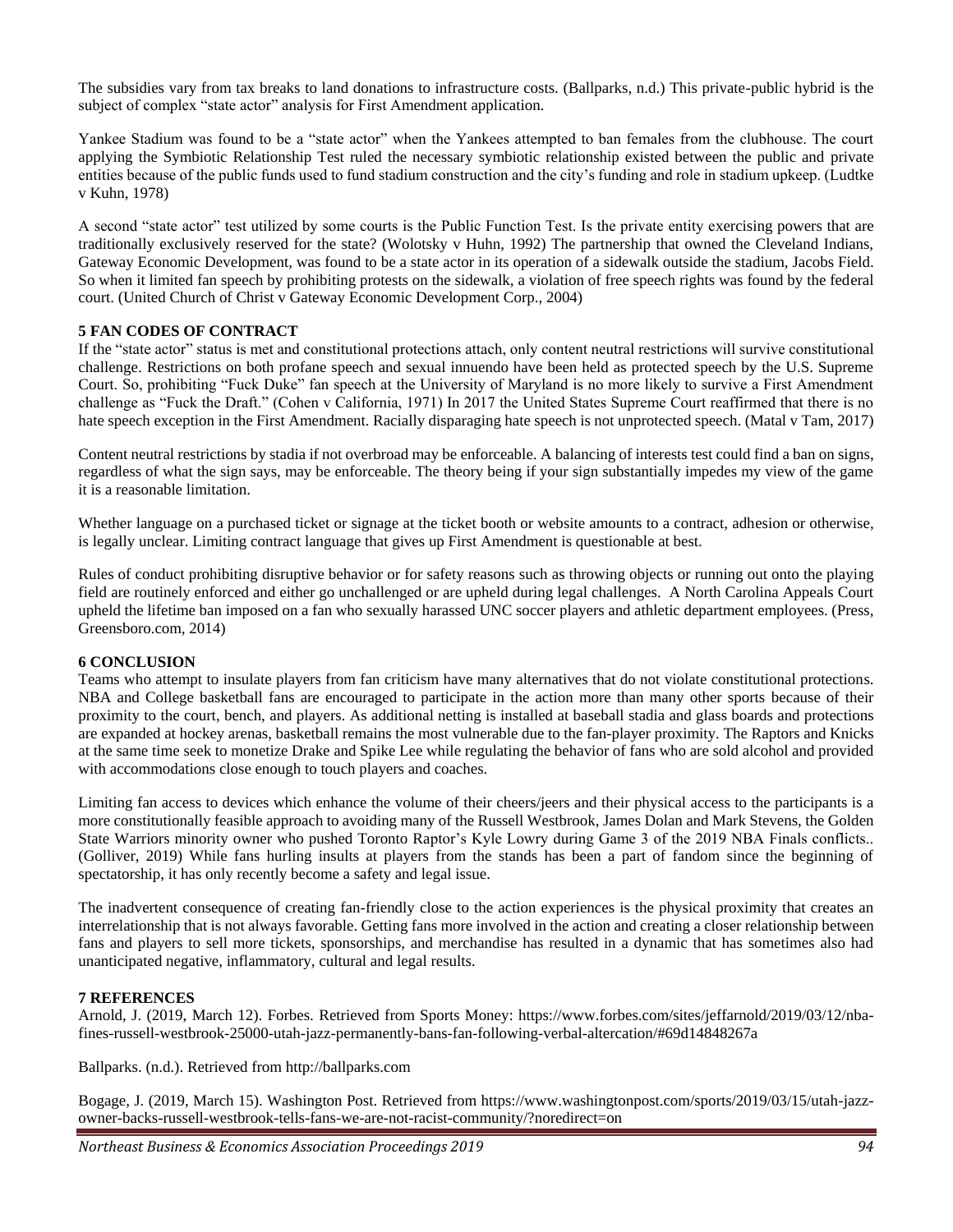The subsidies vary from tax breaks to land donations to infrastructure costs. (Ballparks, n.d.) This private-public hybrid is the subject of complex "state actor" analysis for First Amendment application.

Yankee Stadium was found to be a "state actor" when the Yankees attempted to ban females from the clubhouse. The court applying the Symbiotic Relationship Test ruled the necessary symbiotic relationship existed between the public and private entities because of the public funds used to fund stadium construction and the city's funding and role in stadium upkeep. (Ludtke v Kuhn, 1978)

A second "state actor" test utilized by some courts is the Public Function Test. Is the private entity exercising powers that are traditionally exclusively reserved for the state? (Wolotsky v Huhn, 1992) The partnership that owned the Cleveland Indians, Gateway Economic Development, was found to be a state actor in its operation of a sidewalk outside the stadium, Jacobs Field. So when it limited fan speech by prohibiting protests on the sidewalk, a violation of free speech rights was found by the federal court. (United Church of Christ v Gateway Economic Development Corp., 2004)

## 5 FAN CODES OF CONTRACT

If the "state actor" status is met and constitutional protections attach, only content neutral restrictions will survive constitutional challenge. Restrictions on both profane speech and sexual innuendo have been held as protected speech by the U.S. Supreme Court. So, prohibiting "Fuck Duke" fan speech at the University of Maryland is no more likely to survive a First Amendment challenge as "Fuck the Draft." (Cohen v California, 1971) In 2017 the United States Supreme Court reaffirmed that there is no hate speech exception in the First Amendment. Racially disparaging hate speech is not unprotected speech. (Matal v Tam, 2017)

Content neutral restrictions by stadia if not overbroad may be enforceable. A balancing of interests test could find a ban on signs, regardless of what the sign says, may be enforceable. The theory being if your sign substantially impedes my view of the game it is a reasonable limitation.

Whether language on a purchased ticket or signage at the ticket booth or website amounts to a contract, adhesion or otherwise, is legally unclear. Limiting contract language that gives up First Amendment is questionable at best.

Rules of conduct prohibiting disruptive behavior or for safety reasons such as throwing objects or running out onto the playing field are routinely enforced and either go unchallenged or are upheld during legal challenges. A North Carolina Appeals Court upheld the lifetime ban imposed on a fan who sexually harassed UNC soccer players and athletic department employees. (Press, Greensboro.com, 2014)

## 6 CONCLUSION

Teams who attempt to insulate players from fan criticism have many alternatives that do not violate constitutional protections. NBA and College basketball fans are encouraged to participate in the action more than many other sports because of their proximity to the court, bench, and players. As additional netting is installed at baseball stadia and glass boards and protections are expanded at hockey arenas, basketball remains the most vulnerable due to the fan-player proximity. The Raptors and Knicks at the same time seek to monetize Drake and Spike Lee while regulating the behavior of fans who are sold alcohol and provided with accommodations close enough to touch players and coaches.

Limiting fan access to devices which enhance the volume of their cheers/jeers and their physical access to the participants is a more constitutionally feasible approach to avoiding many of the Russell Westbrook, James Dolan and Mark Stevens, the Golden State Warriors minority owner who pushed Toronto Raptor's Kyle Lowry during Game 3 of the 2019 NBA Finals conflicts.. (Golliver, 2019) While fans hurling insults at players from the stands has been a part of fandom since the beginning of spectatorship, it has only recently become a safety and legal issue.

The inadvertent consequence of creating fan-friendly close to the action experiences is the physical proximity that creates an interrelationship that is not always favorable. Getting fans more involved in the action and creating a closer relationship between fans and players to sell more tickets, sponsorships, and merchandise has resulted in a dynamic that has sometimes also had unanticipated negative, inflammatory, cultural and legal results.

## 7 REFERENCES

Arnold, J. (2019, March 12). Forbes. Retrieved from Sports Money: https://www.forbes.com/sites/jeffarnold/2019/03/12/nba-fines-russell-westbrook-25000-utah-jazz-permanently-bans-fan-following-verbal-altercation/#69d14848267a

Ballparks. (n.d.). Retrieved from http://ballparks.com

Bogage, J. (2019, March 15). Washington Post. Retrieved from https://www.washingtonpost.com/sports/2019/03/15/utah-jazz-owner-backs-russell-westbrook-tells-fans-we-are-not-racist-community/?noredirect=on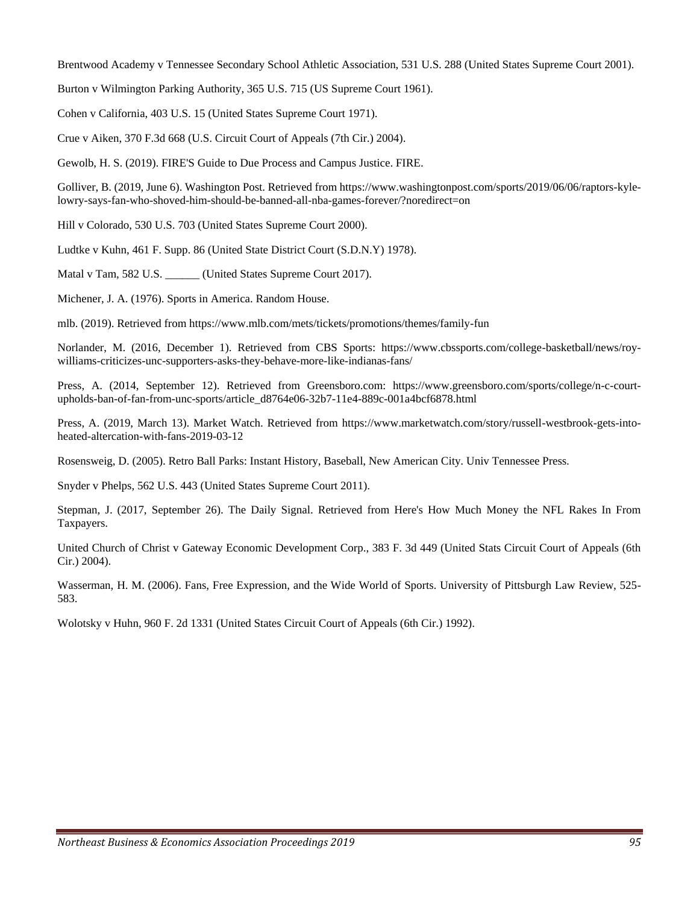Brentwood Academy v Tennessee Secondary School Athletic Association, 531 U.S. 288 (United States Supreme Court 2001).

Burton v Wilmington Parking Authority, 365 U.S. 715 (US Supreme Court 1961).

Cohen v California, 403 U.S. 15 (United States Supreme Court 1971).

Crue v Aiken, 370 F.3d 668 (U.S. Circuit Court of Appeals (7th Cir.) 2004).

Gewolb, H. S. (2019). FIRE'S Guide to Due Process and Campus Justice. FIRE.

Golliver, B. (2019, June 6). Washington Post. Retrieved from https://www.washingtonpost.com/sports/2019/06/06/raptors-kyle-lowry-says-fan-who-shoved-him-should-be-banned-all-nba-games-forever/?noredirect=on

Hill v Colorado, 530 U.S. 703 (United States Supreme Court 2000).

Ludtke v Kuhn, 461 F. Supp. 86 (United State District Court (S.D.N.Y) 1978).

Matal v Tam, 582 U.S. ______ (United States Supreme Court 2017).

Michener, J. A. (1976). Sports in America. Random House.

mlb. (2019). Retrieved from https://www.mlb.com/mets/tickets/promotions/themes/family-fun

Norlander, M. (2016, December 1). Retrieved from CBS Sports: https://www.cbssports.com/college-basketball/news/roy-williams-criticizes-unc-supporters-asks-they-behave-more-like-indianas-fans/

Press, A. (2014, September 12). Retrieved from Greensboro.com: https://www.greensboro.com/sports/college/n-c-court-upholds-ban-of-fan-from-unc-sports/article_d8764e06-32b7-11e4-889c-001a4bcf6878.html

Press, A. (2019, March 13). Market Watch. Retrieved from https://www.marketwatch.com/story/russell-westbrook-gets-into-heated-altercation-with-fans-2019-03-12

Rosensweig, D. (2005). Retro Ball Parks: Instant History, Baseball, New American City. Univ Tennessee Press.

Snyder v Phelps, 562 U.S. 443 (United States Supreme Court 2011).

Stepman, J. (2017, September 26). The Daily Signal. Retrieved from Here's How Much Money the NFL Rakes In From Taxpayers.

United Church of Christ v Gateway Economic Development Corp., 383 F. 3d 449 (United Stats Circuit Court of Appeals (6th Cir.) 2004).

Wasserman, H. M. (2006). Fans, Free Expression, and the Wide World of Sports. University of Pittsburgh Law Review, 525-583.

Wolotsky v Huhn, 960 F. 2d 1331 (United States Circuit Court of Appeals (6th Cir.) 1992).